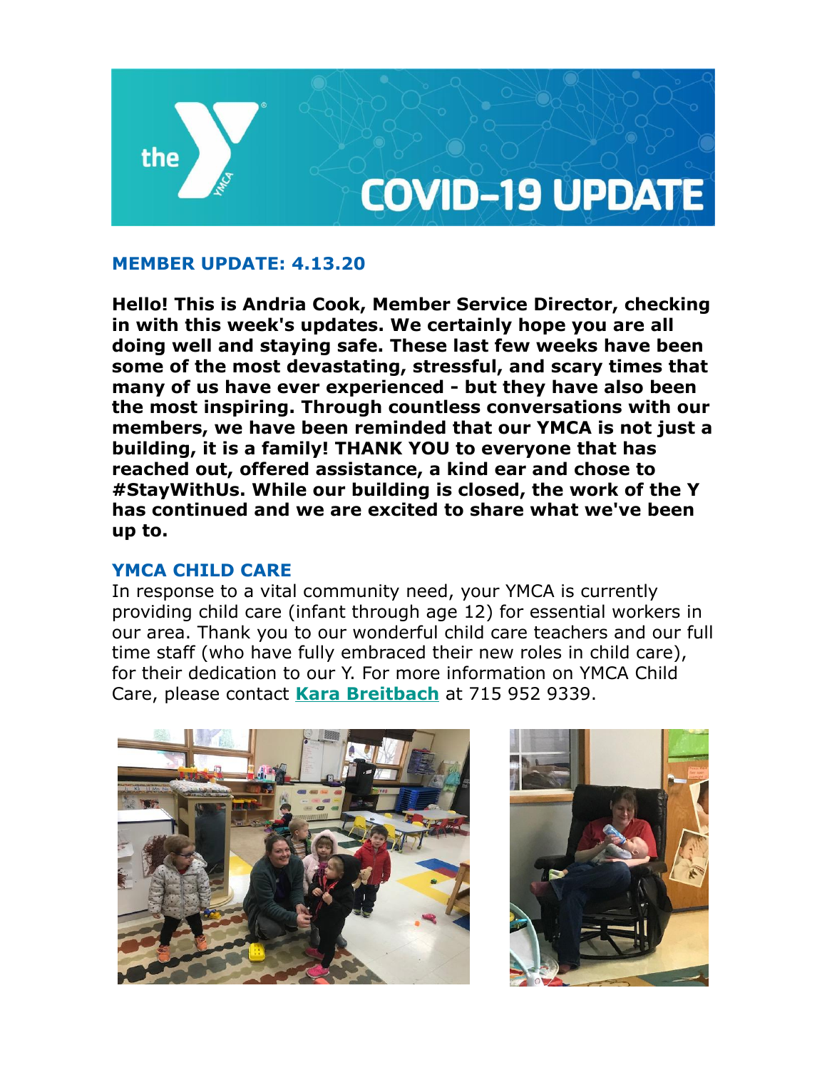# COVID-19 UPDATE

## MEMBER UPDATE: 4.13.20

**Hello! This is Andria Cook, Member Service Director, checking in with this week's updates. We certainly hope you are all doing well and staying safe. These last few weeks have been some of the most devastating, stressful, and scary times that many of us have ever experienced - but they have also been the most inspiring. Through countless conversations with our members, we have been reminded that our YMCA is not just a building, it is a family! THANK YOU to everyone that has reached out, offered assistance, a kind ear and chose to #StayWithUs. While our building is closed, the work of the Y has continued and we are excited to share what we've been up to.**

## YMCA CHILD CARE

In response to a vital community need, your YMCA is currently providing child care (infant through age 12) for essential workers in our area. Thank you to our wonderful child care teachers and our full time staff (who have fully embraced their new roles in child care), for their dedication to our Y. For more information on YMCA Child Care, please contact **Kara Breitbach** at 715 952 9339.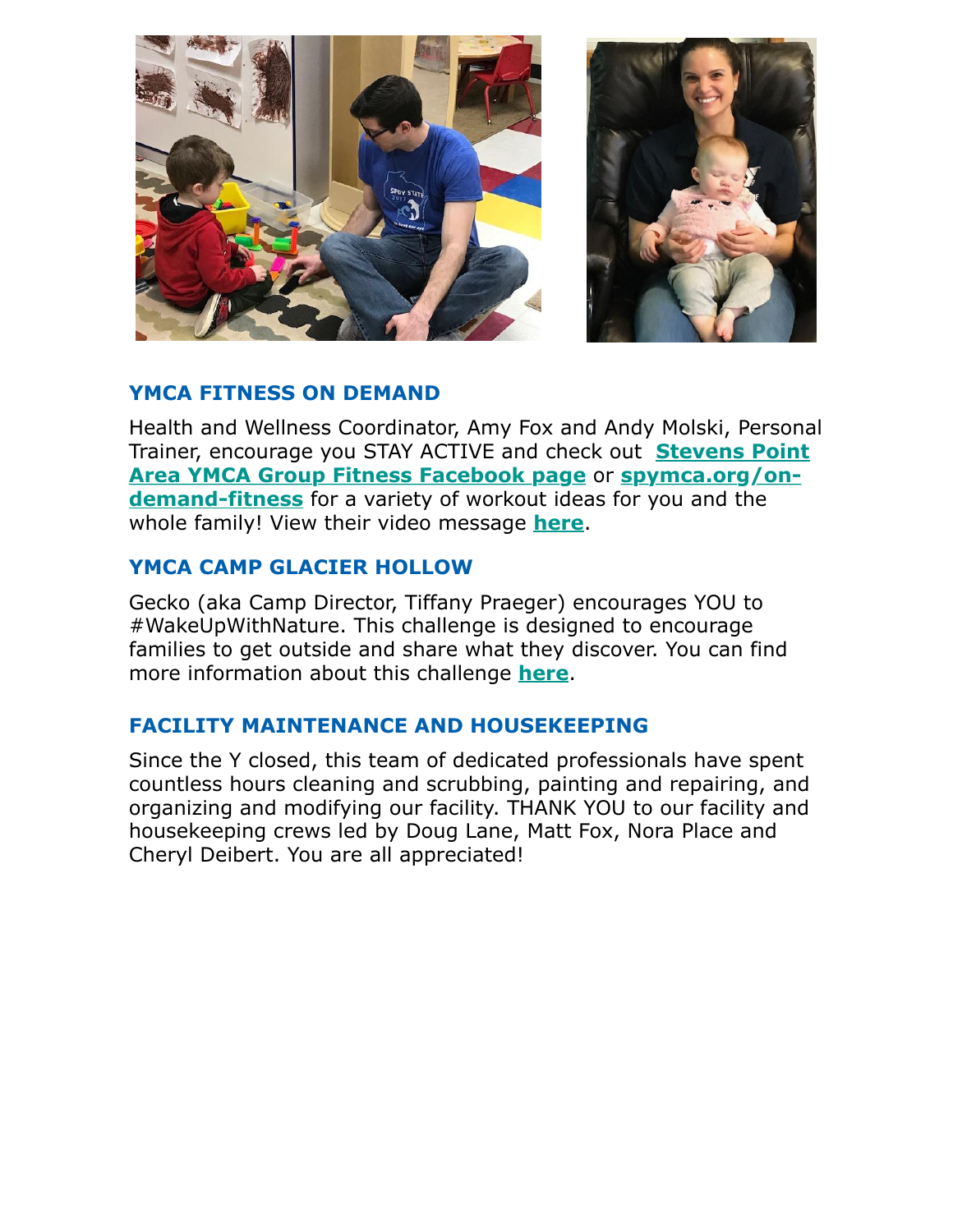## YMCA FITNESS ON DEMAND

Health and Wellness Coordinator, Amy Fox and Andy Molski, Personal Trainer, encourage you STAY ACTIVE and check out **Stevens Point Area YMCA Group Fitness Facebook page** or **spymca.org/on-demand-fitness** for a variety of workout ideas for you and the whole family! View their video message **here**.

## YMCA CAMP GLACIER HOLLOW

Gecko (aka Camp Director, Tiffany Praeger) encourages YOU to #WakeUpWithNature. This challenge is designed to encourage families to get outside and share what they discover. You can find more information about this challenge **here**.

## FACILITY MAINTENANCE AND HOUSEKEEPING

Since the Y closed, this team of dedicated professionals have spent countless hours cleaning and scrubbing, painting and repairing, and organizing and modifying our facility. THANK YOU to our facility and housekeeping crews led by Doug Lane, Matt Fox, Nora Place and Cheryl Deibert. You are all appreciated!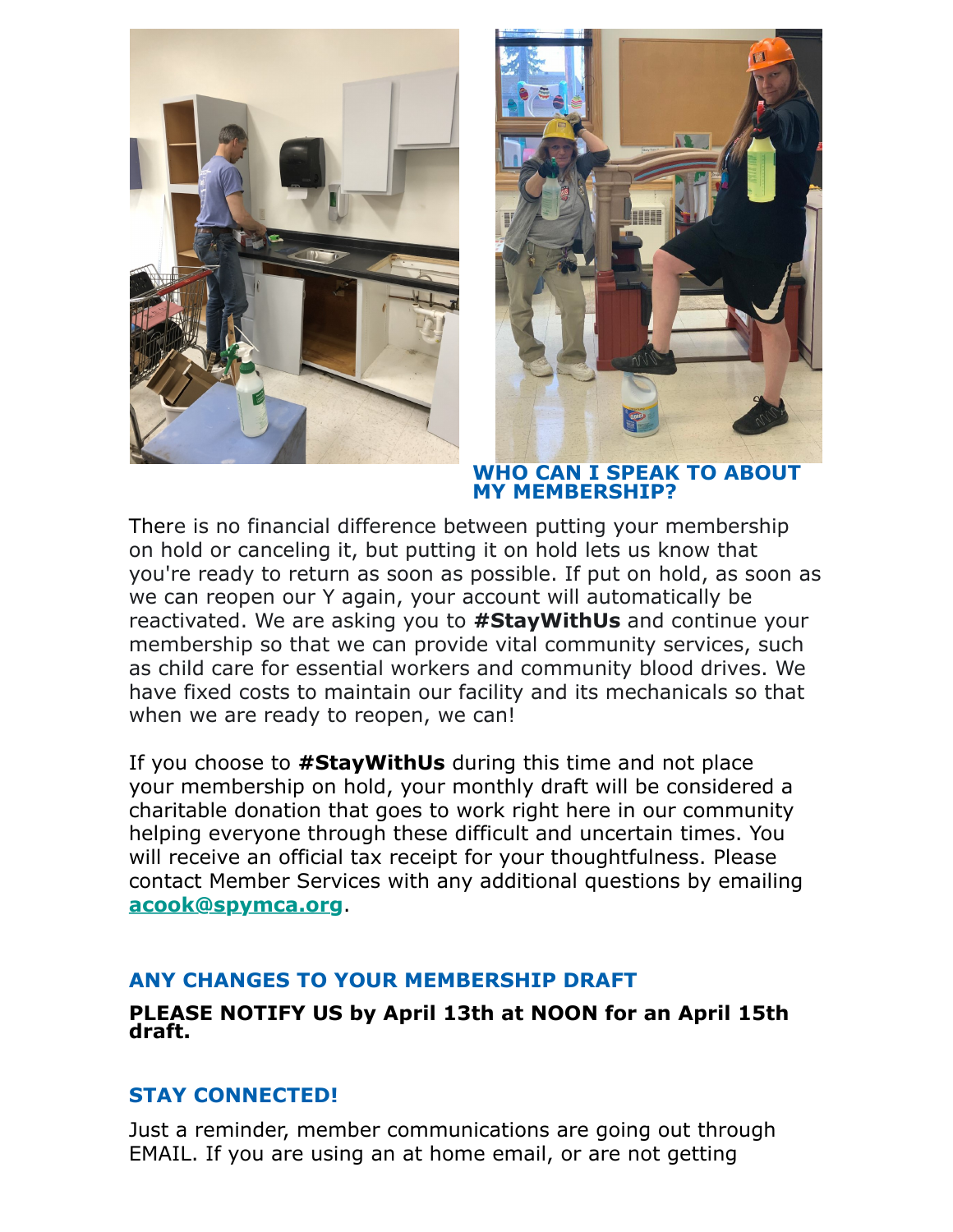## WHO CAN I SPEAK TO ABOUT MY MEMBERSHIP?

There is no financial difference between putting your membership on hold or canceling it, but putting it on hold lets us know that you're ready to return as soon as possible. If put on hold, as soon as we can reopen our Y again, your account will automatically be reactivated. We are asking you to **#StayWithUs** and continue your membership so that we can provide vital community services, such as child care for essential workers and community blood drives. We have fixed costs to maintain our facility and its mechanicals so that when we are ready to reopen, we can!

If you choose to **#StayWithUs** during this time and not place your membership on hold, your monthly draft will be considered a charitable donation that goes to work right here in our community helping everyone through these difficult and uncertain times. You will receive an official tax receipt for your thoughtfulness. Please contact Member Services with any additional questions by emailing **acook@spymca.org**.

## ANY CHANGES TO YOUR MEMBERSHIP DRAFT

**PLEASE NOTIFY US by April 13th at NOON for an April 15th draft.**

## STAY CONNECTED!

Just a reminder, member communications are going out through EMAIL. If you are using an at home email, or are not getting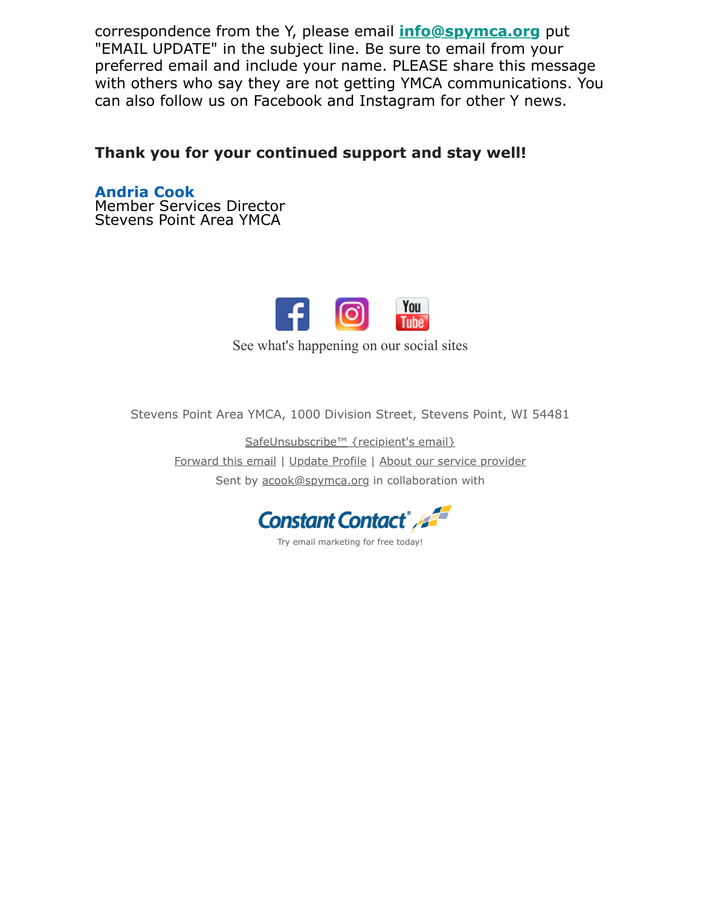correspondence from the Y, please email **info@spymca.org** put "EMAIL UPDATE" in the subject line. Be sure to email from your preferred email and include your name. PLEASE share this message with others who say they are not getting YMCA communications. You can also follow us on Facebook and Instagram for other Y news.

**Thank you for your continued support and stay well!**

**Andria Cook**
Member Services Director
Stevens Point Area YMCA

See what's happening on our social sites

Stevens Point Area YMCA, 1000 Division Street, Stevens Point, WI 54481

SafeUnsubscribe™ {recipient's email}

Forward this email | Update Profile | About our service provider

Sent by acook@spymca.org in collaboration with

Constant Contact

Try email marketing for free today!